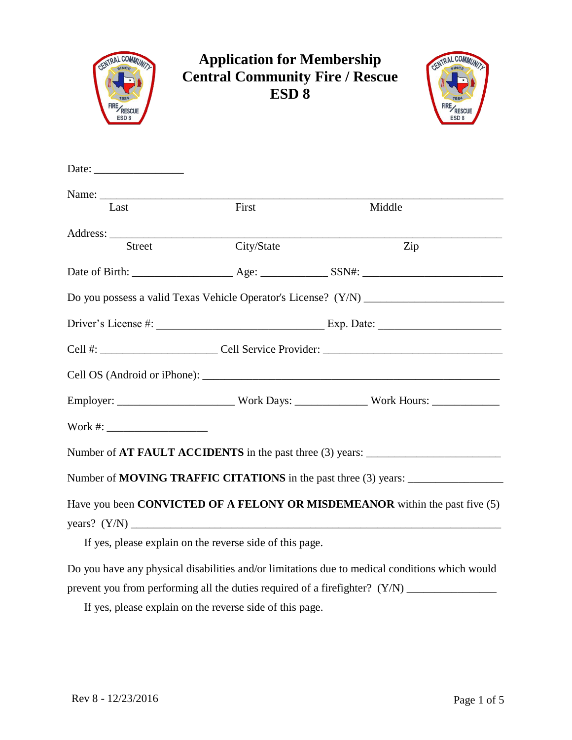# Application for Membership
# Central Community Fire / Rescue
# ESD 8

Date: ________________

Name: ___________________________________________________________________
Last First Middle

Address: _________________________________________________________________
Street City/State Zip

Date of Birth: _________________ Age: ___________ SSN#: ________________________

Do you possess a valid Texas Vehicle Operator's License? (Y/N) _______________________

Driver's License #: _____________________________ Exp. Date: _____________________

Cell #: ____________________ Cell Service Provider: _______________________________

Cell OS (Android or iPhone): ____________________________________________________

Employer: ____________________ Work Days: ____________ Work Hours: ___________

Work #: _________________

Number of **AT FAULT ACCIDENTS** in the past three (3) years: _______________________

Number of **MOVING TRAFFIC CITATIONS** in the past three (3) years: ________________

Have you been **CONVICTED OF A FELONY OR MISDEMEANOR** within the past five (5) years? (Y/N) _____________________________________________________________

If yes, please explain on the reverse side of this page.

Do you have any physical disabilities and/or limitations due to medical conditions which would prevent you from performing all the duties required of a firefighter? (Y/N) _______________

If yes, please explain on the reverse side of this page.

Rev 8 - 12/23/2016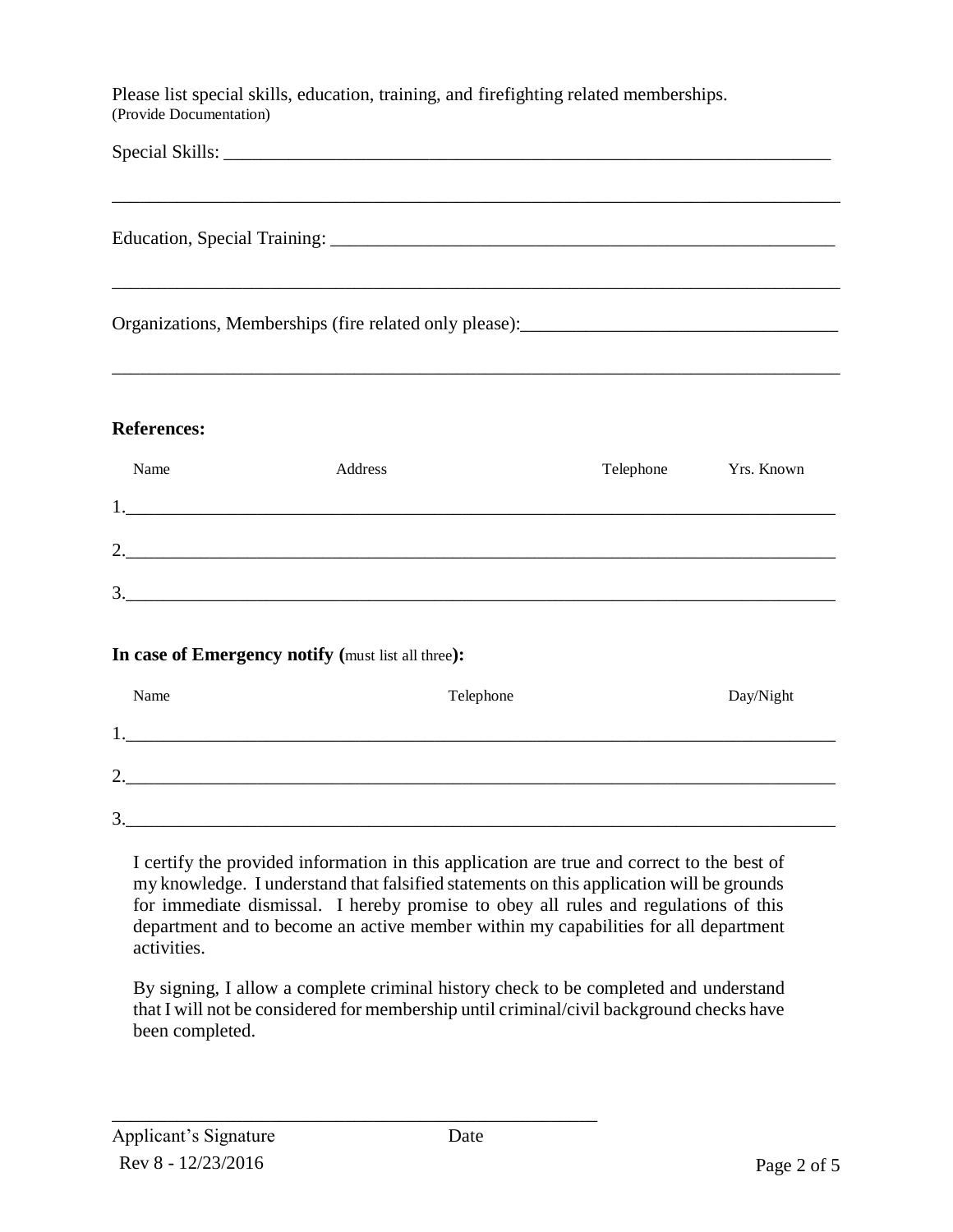Please list special skills, education, training, and firefighting related memberships.
(Provide Documentation)

Special Skills: ___________________________________________________________________

_______________________________________________________________________________

Education, Special Training: _______________________________________________________

_______________________________________________________________________________

Organizations, Memberships (fire related only please):_______________________________

_______________________________________________________________________________

**References:**

| | Name | Address | Telephone | Yrs. Known |
|---|---|---|---|---|
| 1. | | | | |
| 2. | | | | |
| 3. | | | | |

**In case of Emergency notify (**must list all three**):**

| | Name | Telephone | Day/Night |
|---|---|---|---|
| 1. | | | |
| 2. | | | |
| 3. | | | |

I certify the provided information in this application are true and correct to the best of my knowledge. I understand that falsified statements on this application will be grounds for immediate dismissal. I hereby promise to obey all rules and regulations of this department and to become an active member within my capabilities for all department activities.

By signing, I allow a complete criminal history check to be completed and understand that I will not be considered for membership until criminal/civil background checks have been completed.

_____________________________________________________

Applicant's Signature Date

Rev 8 - 12/23/2016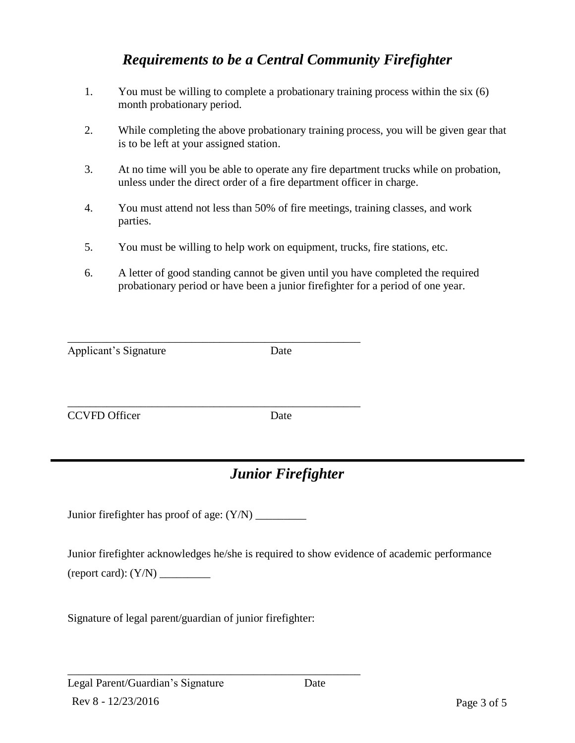## *Requirements to be a Central Community Firefighter*

1. You must be willing to complete a probationary training process within the six (6) month probationary period.
2. While completing the above probationary training process, you will be given gear that is to be left at your assigned station.
3. At no time will you be able to operate any fire department trucks while on probation, unless under the direct order of a fire department officer in charge.
4. You must attend not less than 50% of fire meetings, training classes, and work parties.
5. You must be willing to help work on equipment, trucks, fire stations, etc.
6. A letter of good standing cannot be given until you have completed the required probationary period or have been a junior firefighter for a period of one year.

_______________________________________________________

Applicant's Signature Date

_______________________________________________________

CCVFD Officer Date

---

## *Junior Firefighter*

Junior firefighter has proof of age: (Y/N) _________

Junior firefighter acknowledges he/she is required to show evidence of academic performance (report card): (Y/N) _________

Signature of legal parent/guardian of junior firefighter:

_______________________________________________________

Legal Parent/Guardian's Signature Date

Rev 8 - 12/23/2016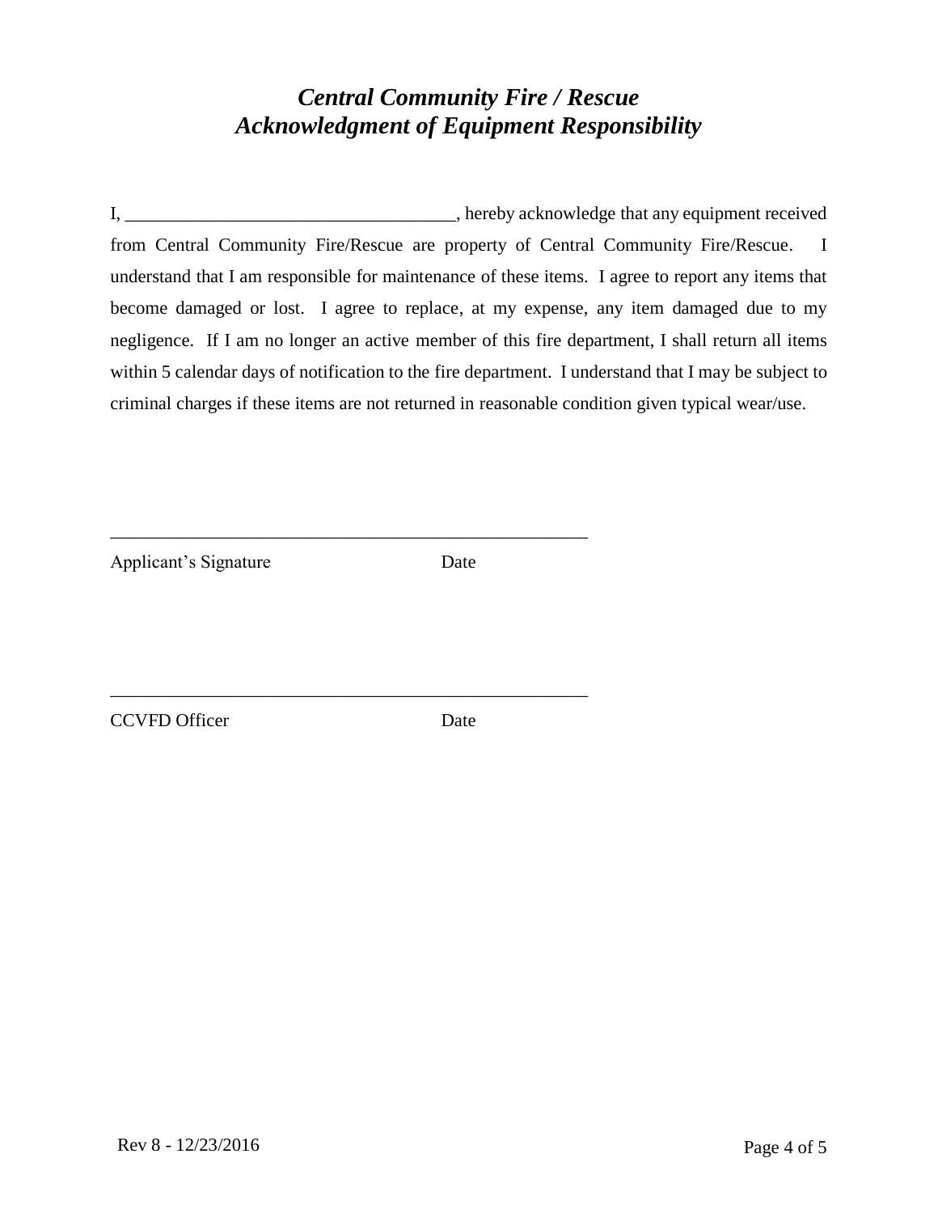# *Central Community Fire / Rescue*
# *Acknowledgment of Equipment Responsibility*

I, ____________________________________, hereby acknowledge that any equipment received from Central Community Fire/Rescue are property of Central Community Fire/Rescue. I understand that I am responsible for maintenance of these items. I agree to report any items that become damaged or lost. I agree to replace, at my expense, any item damaged due to my negligence. If I am no longer an active member of this fire department, I shall return all items within 5 calendar days of notification to the fire department. I understand that I may be subject to criminal charges if these items are not returned in reasonable condition given typical wear/use.

______________________________________________________

Applicant's Signature Date

______________________________________________________

CCVFD Officer Date

Rev 8 - 12/23/2016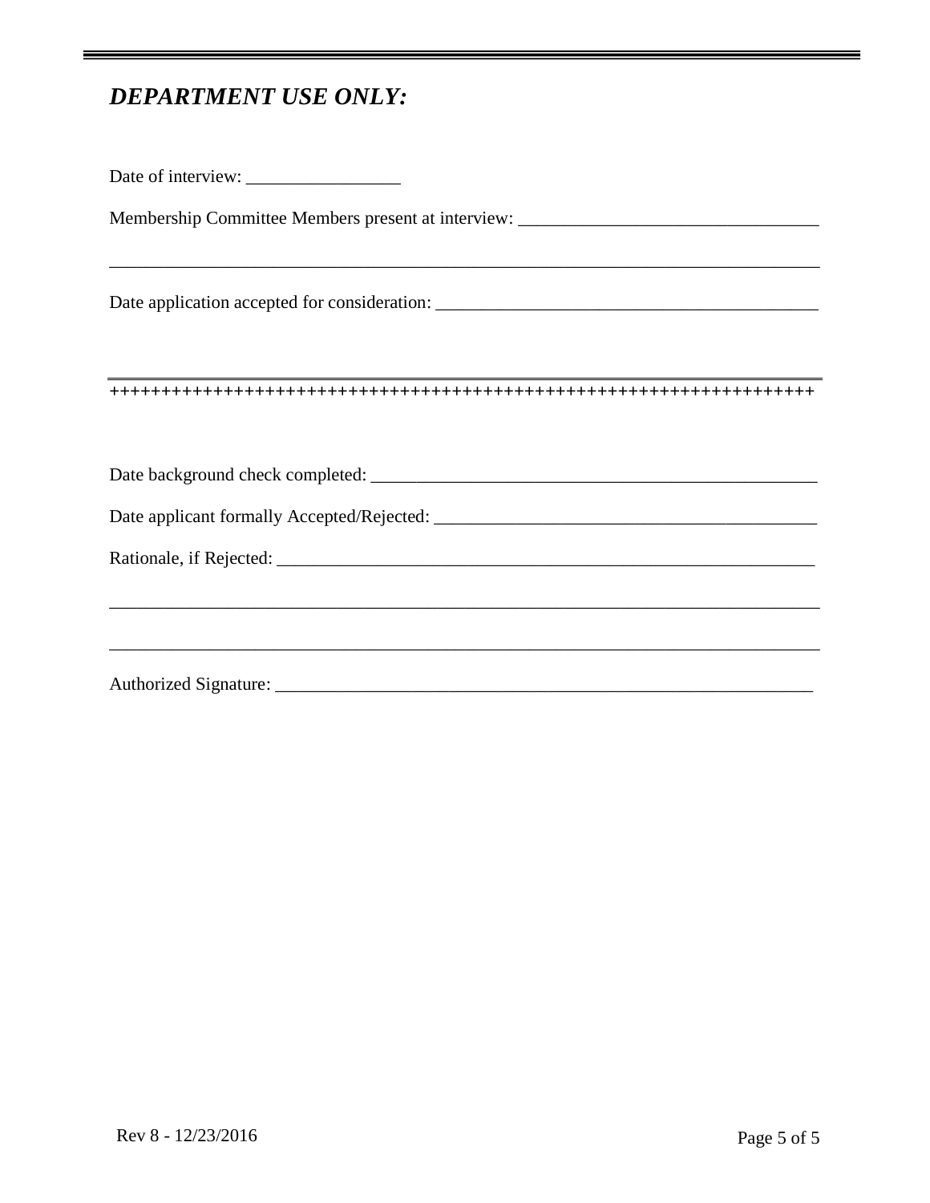## ***DEPARTMENT USE ONLY:***

Date of interview: _________________

Membership Committee Members present at interview: _________________________________

_______________________________________________________________________________

Date application accepted for consideration: ___________________________________________

+++++++++++++++++++++++++++++++++++++++++++++++++++++++++++++++++++++

Date background check completed: __________________________________________________

Date applicant formally Accepted/Rejected: ___________________________________________

Rationale, if Rejected: _______________________________________________________________

_______________________________________________________________________________

_______________________________________________________________________________

Authorized Signature: ________________________________________________________________

Rev 8 - 12/23/2016